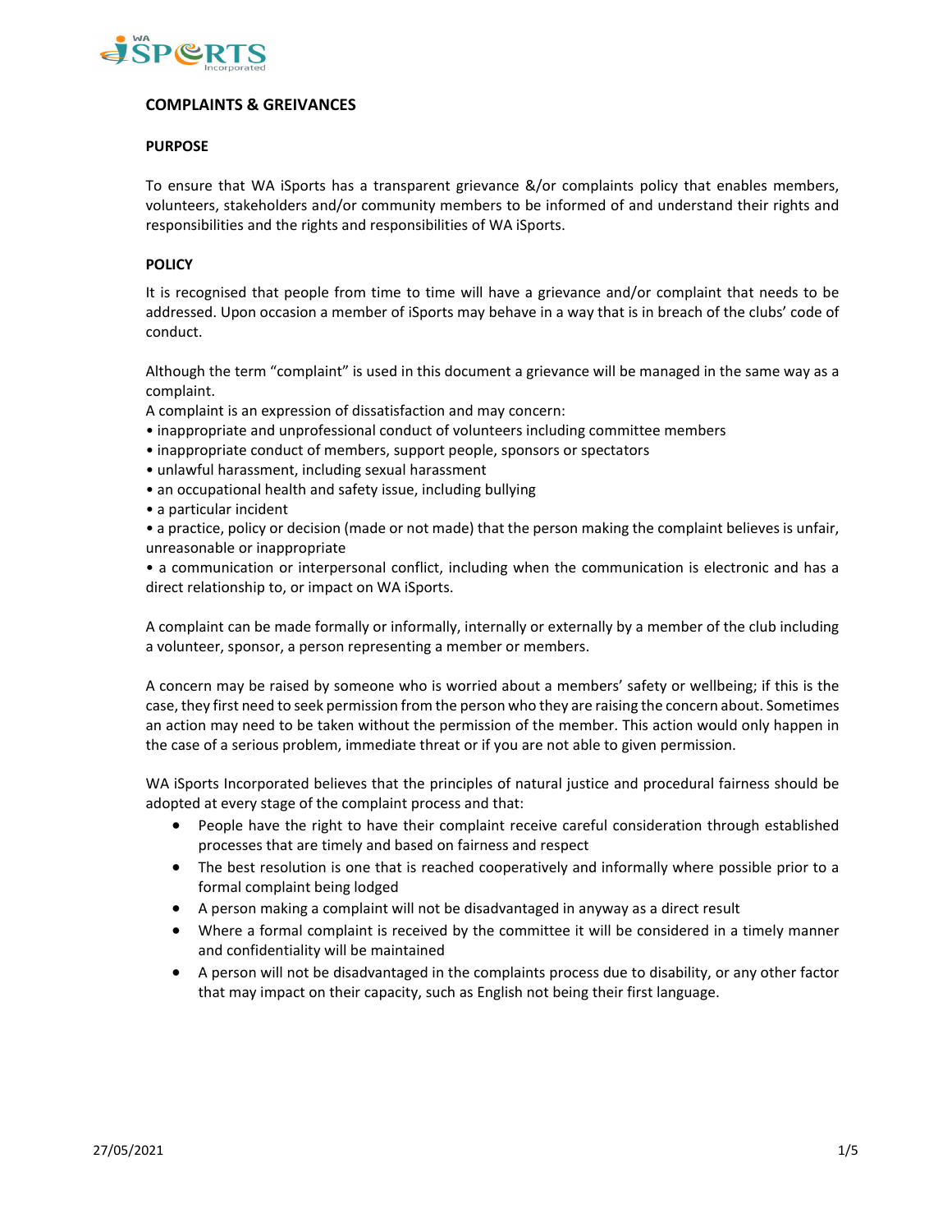# COMPLAINTS & GREIVANCES

## PURPOSE

To ensure that WA iSports has a transparent grievance &/or complaints policy that enables members, volunteers, stakeholders and/or community members to be informed of and understand their rights and responsibilities and the rights and responsibilities of WA iSports.

## POLICY

It is recognised that people from time to time will have a grievance and/or complaint that needs to be addressed. Upon occasion a member of iSports may behave in a way that is in breach of the clubs' code of conduct.

Although the term "complaint" is used in this document a grievance will be managed in the same way as a complaint.

A complaint is an expression of dissatisfaction and may concern:

- inappropriate and unprofessional conduct of volunteers including committee members
- inappropriate conduct of members, support people, sponsors or spectators
- unlawful harassment, including sexual harassment
- an occupational health and safety issue, including bullying
- a particular incident
- a practice, policy or decision (made or not made) that the person making the complaint believes is unfair, unreasonable or inappropriate
- a communication or interpersonal conflict, including when the communication is electronic and has a direct relationship to, or impact on WA iSports.

A complaint can be made formally or informally, internally or externally by a member of the club including a volunteer, sponsor, a person representing a member or members.

A concern may be raised by someone who is worried about a members' safety or wellbeing; if this is the case, they first need to seek permission from the person who they are raising the concern about. Sometimes an action may need to be taken without the permission of the member. This action would only happen in the case of a serious problem, immediate threat or if you are not able to given permission.

WA iSports Incorporated believes that the principles of natural justice and procedural fairness should be adopted at every stage of the complaint process and that:

- People have the right to have their complaint receive careful consideration through established processes that are timely and based on fairness and respect
- The best resolution is one that is reached cooperatively and informally where possible prior to a formal complaint being lodged
- A person making a complaint will not be disadvantaged in anyway as a direct result
- Where a formal complaint is received by the committee it will be considered in a timely manner and confidentiality will be maintained
- A person will not be disadvantaged in the complaints process due to disability, or any other factor that may impact on their capacity, such as English not being their first language.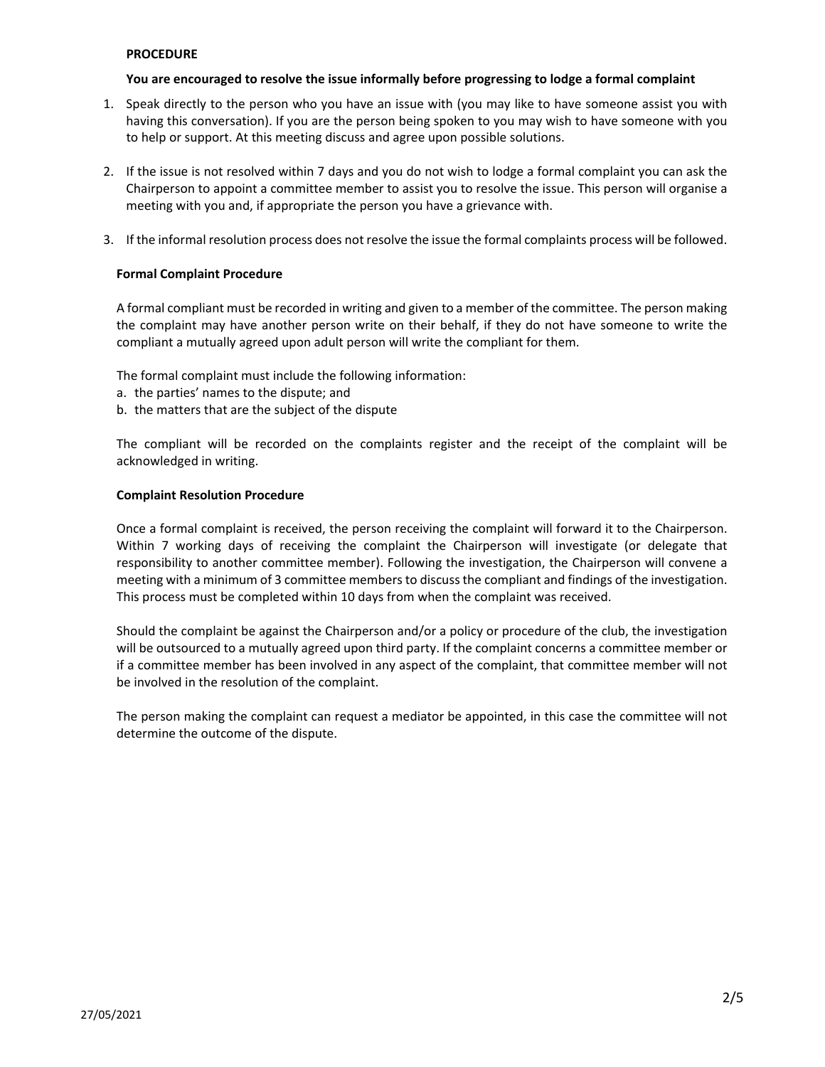**PROCEDURE**

**You are encouraged to resolve the issue informally before progressing to lodge a formal complaint**

1. Speak directly to the person who you have an issue with (you may like to have someone assist you with having this conversation). If you are the person being spoken to you may wish to have someone with you to help or support. At this meeting discuss and agree upon possible solutions.

2. If the issue is not resolved within 7 days and you do not wish to lodge a formal complaint you can ask the Chairperson to appoint a committee member to assist you to resolve the issue. This person will organise a meeting with you and, if appropriate the person you have a grievance with.

3. If the informal resolution process does not resolve the issue the formal complaints process will be followed.

**Formal Complaint Procedure**

A formal compliant must be recorded in writing and given to a member of the committee. The person making the complaint may have another person write on their behalf, if they do not have someone to write the compliant a mutually agreed upon adult person will write the compliant for them.

The formal complaint must include the following information:
a. the parties' names to the dispute; and
b. the matters that are the subject of the dispute

The compliant will be recorded on the complaints register and the receipt of the complaint will be acknowledged in writing.

**Complaint Resolution Procedure**

Once a formal complaint is received, the person receiving the complaint will forward it to the Chairperson. Within 7 working days of receiving the complaint the Chairperson will investigate (or delegate that responsibility to another committee member). Following the investigation, the Chairperson will convene a meeting with a minimum of 3 committee members to discuss the compliant and findings of the investigation. This process must be completed within 10 days from when the complaint was received.

Should the complaint be against the Chairperson and/or a policy or procedure of the club, the investigation will be outsourced to a mutually agreed upon third party. If the complaint concerns a committee member or if a committee member has been involved in any aspect of the complaint, that committee member will not be involved in the resolution of the complaint.

The person making the complaint can request a mediator be appointed, in this case the committee will not determine the outcome of the dispute.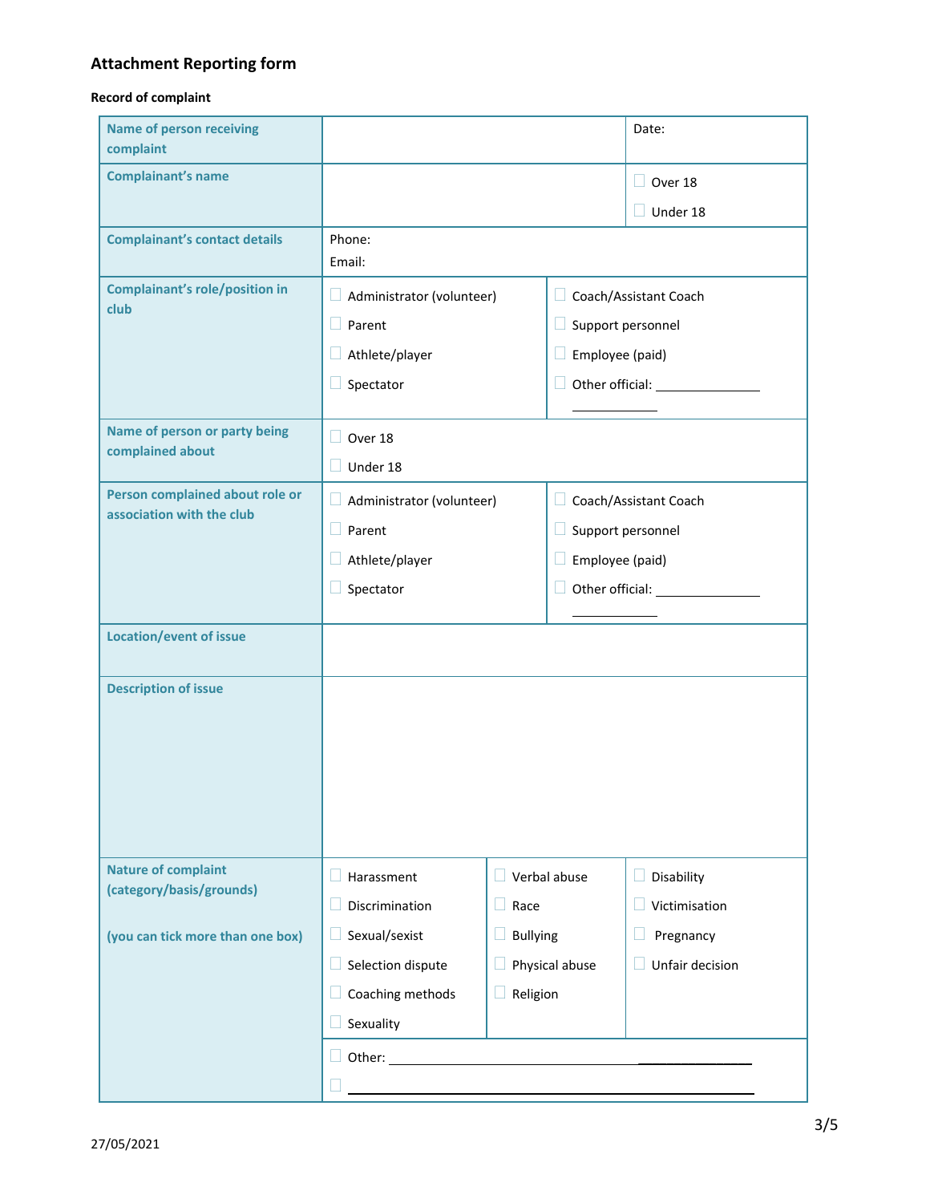## Attachment Reporting form

**Record of complaint**

| | | | |
|---|---|---|---|
| **Name of person receiving complaint** | | Date: | |
| **Complaint's name** | | ☐ Over 18<br>☐ Under 18 | |
| **Complainant's contact details** | Phone:<br>Email: | | |
| **Complainant's role/position in club** | ☐ Administrator (volunteer)<br>☐ Parent<br>☐ Athlete/player<br>☐ Spectator | ☐ Coach/Assistant Coach<br>☐ Support personnel<br>☐ Employee (paid)<br>☐ Other official: ______________ ___________ | |
| **Name of person or party being complained about** | ☐ Over 18<br>☐ Under 18 | | |
| **Person complained about role or association with the club** | ☐ Administrator (volunteer)<br>☐ Parent<br>☐ Athlete/player<br>☐ Spectator | ☐ Coach/Assistant Coach<br>☐ Support personnel<br>☐ Employee (paid)<br>☐ Other official: ______________ ___________ | |
| **Location/event of issue** | | | |
| **Description of issue** | | | |
| **Nature of complaint (category/basis/grounds)**<br><br>**(you can tick more than one box)** | ☐ Harassment<br>☐ Discrimination<br>☐ Sexual/sexist<br>☐ Selection dispute<br>☐ Coaching methods<br>☐ Sexuality | ☐ Verbal abuse<br>☐ Race<br>☐ Bullying<br>☐ Physical abuse<br>☐ Religion | ☐ Disability<br>☐ Victimisation<br>☐ Pregnancy<br>☐ Unfair decision |
| | ☐ Other: ____________________________________________<br>☐ ____________________________________________ | | |

27/05/2021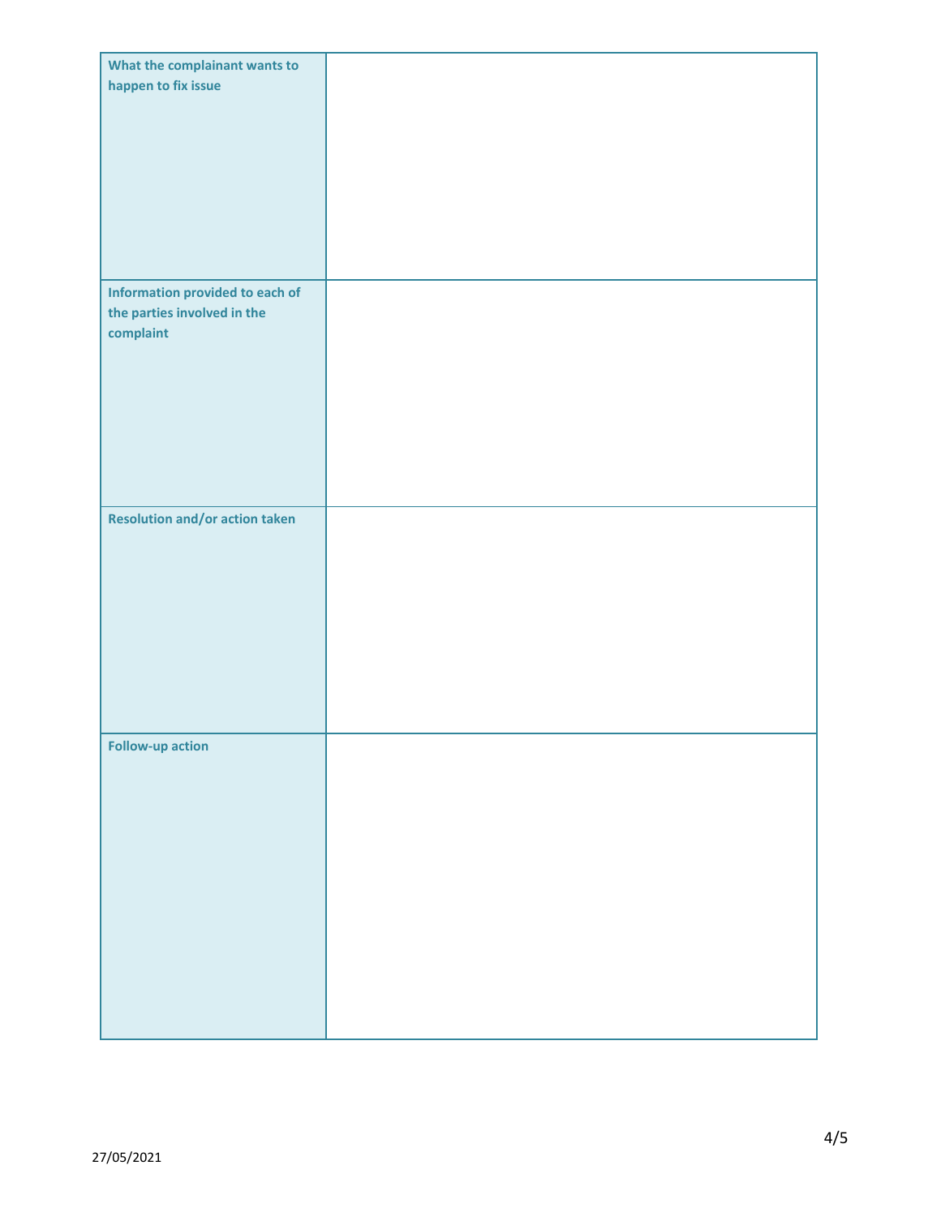| | |
|---|---|
| **What the complainant wants to happen to fix issue** | |
| **Information provided to each of the parties involved in the complaint** | |
| **Resolution and/or action taken** | |
| **Follow-up action** | |

27/05/2021